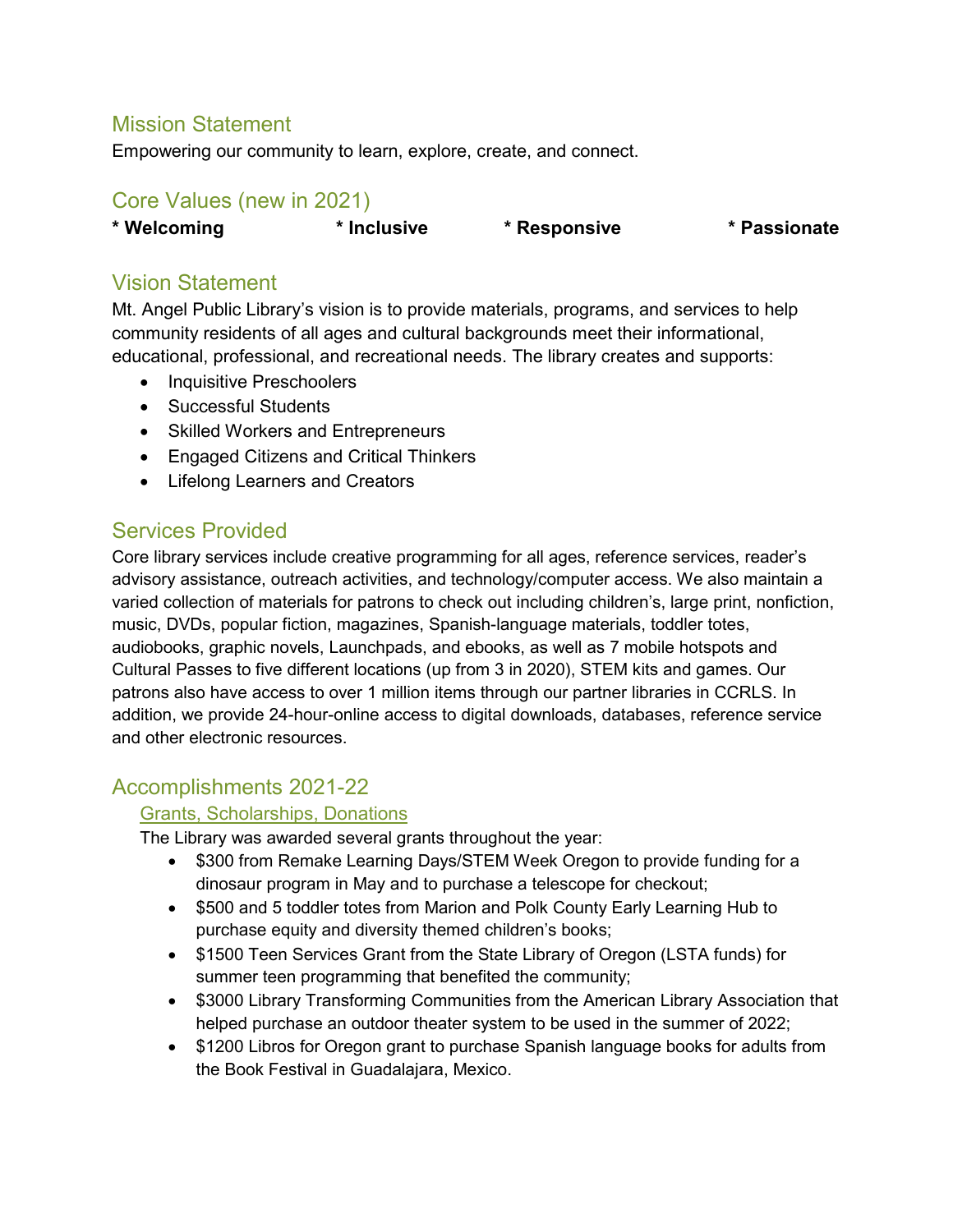## Mission Statement

Empowering our community to learn, explore, create, and connect.

## Core Values (new in 2021)

**\* Welcoming** **\* Inclusive** **\* Responsive** **\* Passionate**

## Vision Statement

Mt. Angel Public Library's vision is to provide materials, programs, and services to help community residents of all ages and cultural backgrounds meet their informational, educational, professional, and recreational needs. The library creates and supports:

- Inquisitive Preschoolers
- Successful Students
- Skilled Workers and Entrepreneurs
- Engaged Citizens and Critical Thinkers
- Lifelong Learners and Creators

## Services Provided

Core library services include creative programming for all ages, reference services, reader's advisory assistance, outreach activities, and technology/computer access. We also maintain a varied collection of materials for patrons to check out including children's, large print, nonfiction, music, DVDs, popular fiction, magazines, Spanish-language materials, toddler totes, audiobooks, graphic novels, Launchpads, and ebooks, as well as 7 mobile hotspots and Cultural Passes to five different locations (up from 3 in 2020), STEM kits and games. Our patrons also have access to over 1 million items through our partner libraries in CCRLS. In addition, we provide 24-hour-online access to digital downloads, databases, reference service and other electronic resources.

## Accomplishments 2021-22

### Grants, Scholarships, Donations

The Library was awarded several grants throughout the year:

- $300 from Remake Learning Days/STEM Week Oregon to provide funding for a dinosaur program in May and to purchase a telescope for checkout;
- $500 and 5 toddler totes from Marion and Polk County Early Learning Hub to purchase equity and diversity themed children's books;
- $1500 Teen Services Grant from the State Library of Oregon (LSTA funds) for summer teen programming that benefited the community;
- $3000 Library Transforming Communities from the American Library Association that helped purchase an outdoor theater system to be used in the summer of 2022;
- $1200 Libros for Oregon grant to purchase Spanish language books for adults from the Book Festival in Guadalajara, Mexico.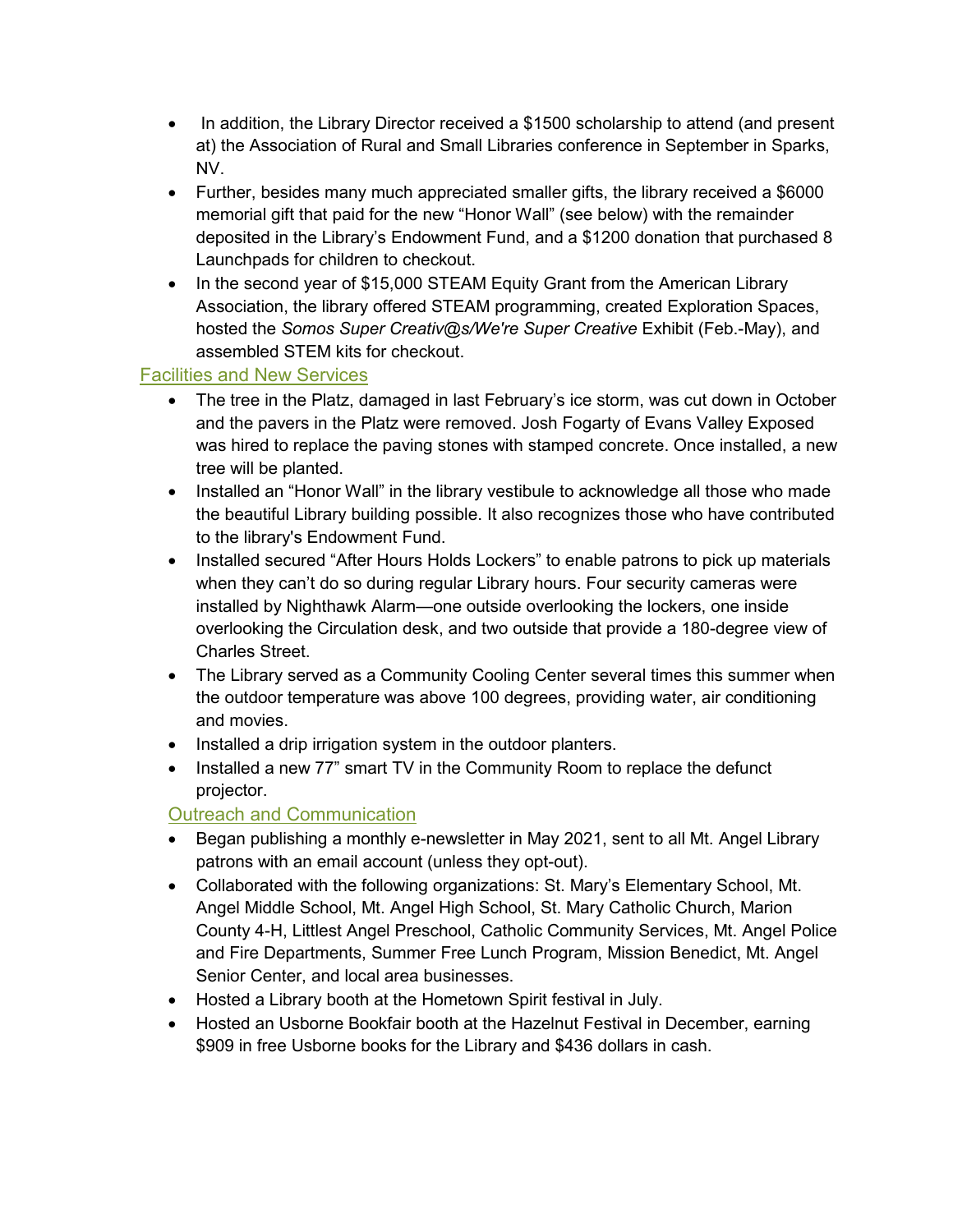- In addition, the Library Director received a $1500 scholarship to attend (and present at) the Association of Rural and Small Libraries conference in September in Sparks, NV.
- Further, besides many much appreciated smaller gifts, the library received a $6000 memorial gift that paid for the new "Honor Wall" (see below) with the remainder deposited in the Library's Endowment Fund, and a $1200 donation that purchased 8 Launchpads for children to checkout.
- In the second year of $15,000 STEAM Equity Grant from the American Library Association, the library offered STEAM programming, created Exploration Spaces, hosted the *Somos Super Creativ@s/We're Super Creative* Exhibit (Feb.-May), and assembled STEM kits for checkout.

## Facilities and New Services

- The tree in the Platz, damaged in last February's ice storm, was cut down in October and the pavers in the Platz were removed. Josh Fogarty of Evans Valley Exposed was hired to replace the paving stones with stamped concrete. Once installed, a new tree will be planted.
- Installed an "Honor Wall" in the library vestibule to acknowledge all those who made the beautiful Library building possible. It also recognizes those who have contributed to the library's Endowment Fund.
- Installed secured "After Hours Holds Lockers" to enable patrons to pick up materials when they can't do so during regular Library hours. Four security cameras were installed by Nighthawk Alarm—one outside overlooking the lockers, one inside overlooking the Circulation desk, and two outside that provide a 180-degree view of Charles Street.
- The Library served as a Community Cooling Center several times this summer when the outdoor temperature was above 100 degrees, providing water, air conditioning and movies.
- Installed a drip irrigation system in the outdoor planters.
- Installed a new 77" smart TV in the Community Room to replace the defunct projector.

## Outreach and Communication

- Began publishing a monthly e-newsletter in May 2021, sent to all Mt. Angel Library patrons with an email account (unless they opt-out).
- Collaborated with the following organizations: St. Mary's Elementary School, Mt. Angel Middle School, Mt. Angel High School, St. Mary Catholic Church, Marion County 4-H, Littlest Angel Preschool, Catholic Community Services, Mt. Angel Police and Fire Departments, Summer Free Lunch Program, Mission Benedict, Mt. Angel Senior Center, and local area businesses.
- Hosted a Library booth at the Hometown Spirit festival in July.
- Hosted an Usborne Bookfair booth at the Hazelnut Festival in December, earning $909 in free Usborne books for the Library and $436 dollars in cash.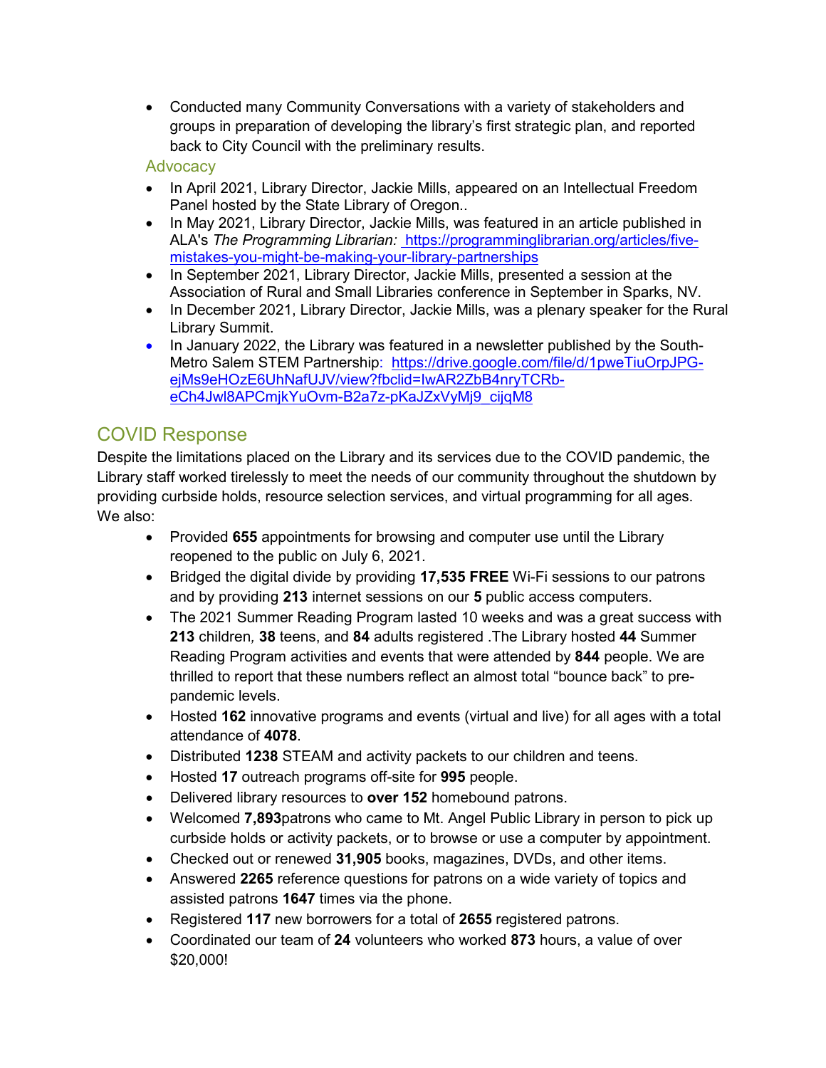- Conducted many Community Conversations with a variety of stakeholders and groups in preparation of developing the library's first strategic plan, and reported back to City Council with the preliminary results.

### Advocacy

- In April 2021, Library Director, Jackie Mills, appeared on an Intellectual Freedom Panel hosted by the State Library of Oregon..
- In May 2021, Library Director, Jackie Mills, was featured in an article published in ALA's *The Programming Librarian:* https://programminglibrarian.org/articles/five-mistakes-you-might-be-making-your-library-partnerships
- In September 2021, Library Director, Jackie Mills, presented a session at the Association of Rural and Small Libraries conference in September in Sparks, NV.
- In December 2021, Library Director, Jackie Mills, was a plenary speaker for the Rural Library Summit.
- In January 2022, the Library was featured in a newsletter published by the South-Metro Salem STEM Partnership: https://drive.google.com/file/d/1pweTiuOrpJPG-ejMs9eHOzE6UhNafUJV/view?fbclid=IwAR2ZbB4nryTCRb-eCh4Jwl8APCmjkYuOvm-B2a7z-pKaJZxVyMj9_cijqM8

## COVID Response

Despite the limitations placed on the Library and its services due to the COVID pandemic, the Library staff worked tirelessly to meet the needs of our community throughout the shutdown by providing curbside holds, resource selection services, and virtual programming for all ages. We also:

- Provided **655** appointments for browsing and computer use until the Library reopened to the public on July 6, 2021.
- Bridged the digital divide by providing **17,535 FREE** Wi-Fi sessions to our patrons and by providing **213** internet sessions on our **5** public access computers.
- The 2021 Summer Reading Program lasted 10 weeks and was a great success with **213** children*,* **38** teens, and **84** adults registered .The Library hosted **44** Summer Reading Program activities and events that were attended by **844** people. We are thrilled to report that these numbers reflect an almost total "bounce back" to pre-pandemic levels.
- Hosted **162** innovative programs and events (virtual and live) for all ages with a total attendance of **4078**.
- Distributed **1238** STEAM and activity packets to our children and teens.
- Hosted **17** outreach programs off-site for **995** people.
- Delivered library resources to **over 152** homebound patrons.
- Welcomed **7,893**patrons who came to Mt. Angel Public Library in person to pick up curbside holds or activity packets, or to browse or use a computer by appointment.
- Checked out or renewed **31,905** books, magazines, DVDs, and other items.
- Answered **2265** reference questions for patrons on a wide variety of topics and assisted patrons **1647** times via the phone.
- Registered **117** new borrowers for a total of **2655** registered patrons.
- Coordinated our team of **24** volunteers who worked **873** hours, a value of over $20,000!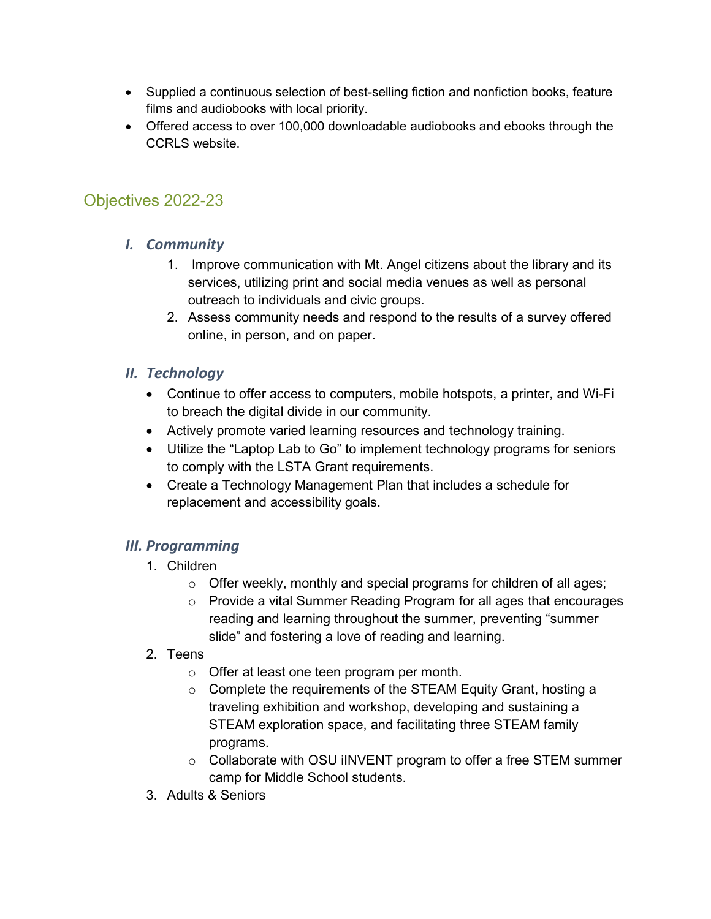- Supplied a continuous selection of best-selling fiction and nonfiction books, feature films and audiobooks with local priority.
- Offered access to over 100,000 downloadable audiobooks and ebooks through the CCRLS website.

## Objectives 2022-23

### *I. Community*

1. Improve communication with Mt. Angel citizens about the library and its services, utilizing print and social media venues as well as personal outreach to individuals and civic groups.
2. Assess community needs and respond to the results of a survey offered online, in person, and on paper.

### *II. Technology*

- Continue to offer access to computers, mobile hotspots, a printer, and Wi-Fi to breach the digital divide in our community.
- Actively promote varied learning resources and technology training.
- Utilize the "Laptop Lab to Go" to implement technology programs for seniors to comply with the LSTA Grant requirements.
- Create a Technology Management Plan that includes a schedule for replacement and accessibility goals.

### *III. Programming*

1. Children
    - Offer weekly, monthly and special programs for children of all ages;
    - Provide a vital Summer Reading Program for all ages that encourages reading and learning throughout the summer, preventing "summer slide" and fostering a love of reading and learning.
2. Teens
    - Offer at least one teen program per month.
    - Complete the requirements of the STEAM Equity Grant, hosting a traveling exhibition and workshop, developing and sustaining a STEAM exploration space, and facilitating three STEAM family programs.
    - Collaborate with OSU iINVENT program to offer a free STEM summer camp for Middle School students.
3. Adults & Seniors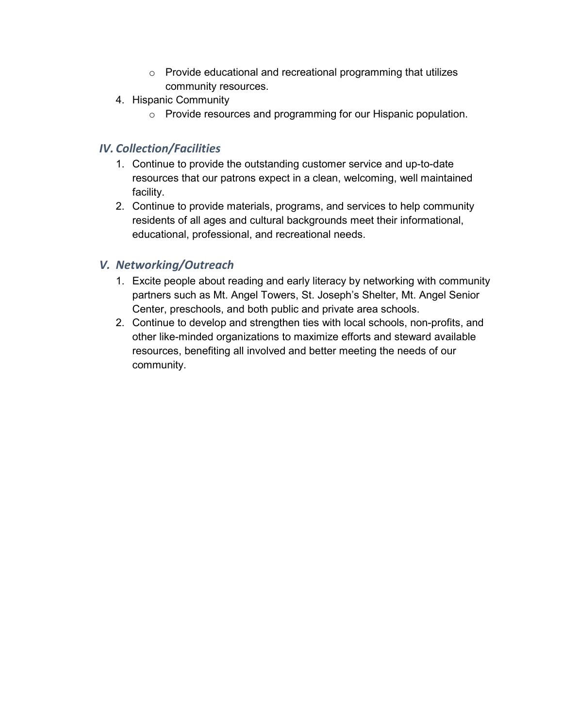- Provide educational and recreational programming that utilizes community resources.

4. Hispanic Community
    - Provide resources and programming for our Hispanic population.

## *IV. Collection/Facilities*

1. Continue to provide the outstanding customer service and up-to-date resources that our patrons expect in a clean, welcoming, well maintained facility.
2. Continue to provide materials, programs, and services to help community residents of all ages and cultural backgrounds meet their informational, educational, professional, and recreational needs.

## *V. Networking/Outreach*

1. Excite people about reading and early literacy by networking with community partners such as Mt. Angel Towers, St. Joseph's Shelter, Mt. Angel Senior Center, preschools, and both public and private area schools.
2. Continue to develop and strengthen ties with local schools, non-profits, and other like-minded organizations to maximize efforts and steward available resources, benefiting all involved and better meeting the needs of our community.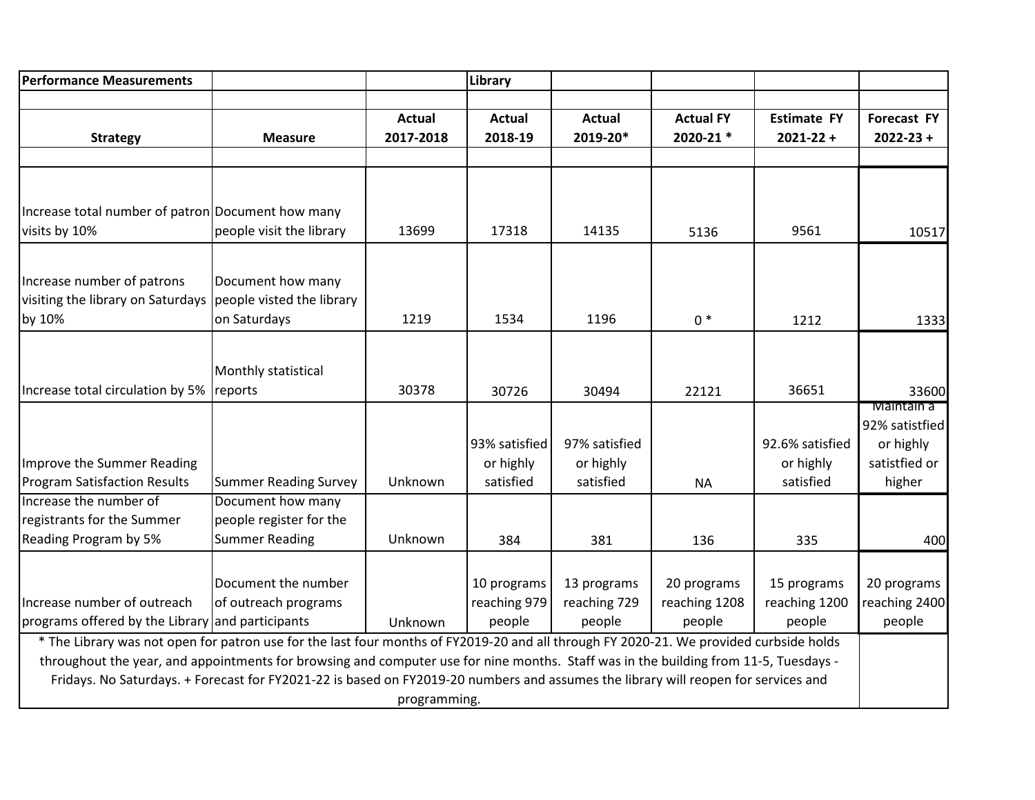| Performance Measurements | | | Library | | | | |
|---|---|---|---|---|---|---|---|
| **Strategy** | **Measure** | **Actual 2017-2018** | **Actual 2018-19** | **Actual 2019-20*** | **Actual FY 2020-21 *** | **Estimate FY 2021-22 +** | **Forecast FY 2022-23 +** |
| Increase total number of patron visits by 10% | Document how many people visit the library | 13699 | 17318 | 14135 | 5136 | 9561 | 10517 |
| Increase number of patrons visiting the library on Saturdays by 10% | Document how many people visted the library on Saturdays | 1219 | 1534 | 1196 | 0 * | 1212 | 1333 |
| Increase total circulation by 5% | Monthly statistical reports | 30378 | 30726 | 30494 | 22121 | 36651 | 33600 |
| Improve the Summer Reading Program Satisfaction Results | Summer Reading Survey | Unknown | 93% satisfied or highly satisfied | 97% satisfied or highly satisfied | NA | 92.6% satisfied or highly satisfied | Maintain a 92% satistfied or highly satistfied or higher |
| Increase the number of registrants for the Summer Reading Program by 5% | Document how many people register for the Summer Reading | Unknown | 384 | 381 | 136 | 335 | 400 |
| Increase number of outreach programs offered by the Library | Document the number of outreach programs and participants | Unknown | 10 programs reaching 979 people | 13 programs reaching 729 people | 20 programs reaching 1208 people | 15 programs reaching 1200 people | 20 programs reaching 2400 people |

* The Library was not open for patron use for the last four months of FY2019-20 and all through FY 2020-21. We provided curbside holds throughout the year, and appointments for browsing and computer use for nine months. Staff was in the building from 11-5, Tuesdays - Fridays. No Saturdays. + Forecast for FY2021-22 is based on FY2019-20 numbers and assumes the library will reopen for services and programming.